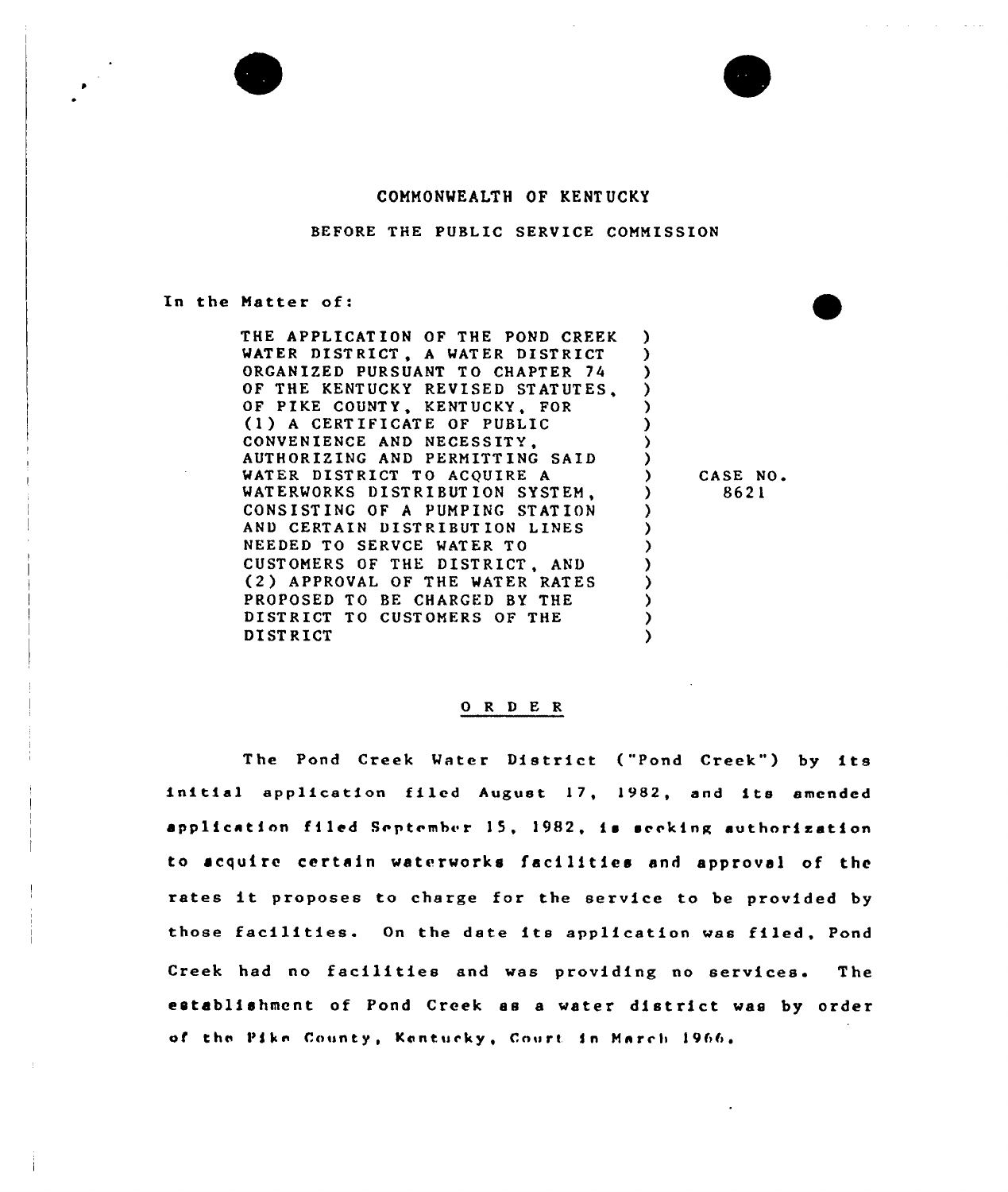COMMONWEALTH OF KENTUCKY

BEFORE THE PUBLIC SERVICE COMMISSION

In the Matter of:

| | |
|---|---|
| THE APPLICATION OF THE POND CREEK WATER DISTRICT, A WATER DISTRICT ORGANIZED PURSUANT TO CHAPTER 74 OF THE KENTUCKY REVISED STATUTES, OF PIKE COUNTY, KENTUCKY, FOR (1) A CERTIFICATE OF PUBLIC CONVENIENCE AND NECESSITY, AUTHORIZING AND PERMITTING SAID WATER DISTRICT TO ACQUIRE A WATERWORKS DISTRIBUTION SYSTEM, CONSISTING OF A PUMPING STATION AND CERTAIN DISTRIBUTION LINES NEEDED TO SERVCE WATER TO CUSTOMERS OF THE DISTRICT, AND (2) APPROVAL OF THE WATER RATES PROPOSED TO BE CHARGED BY THE DISTRICT TO CUSTOMERS OF THE DISTRICT | CASE NO. 8621 |

O R D E R

The Pond Creek Water District ("Pond Creek") by its initial application filed August 17, 1982, and its amended application filed September 15, 1982, is seeking authorization to acquire certain waterworks facilities and approval of the rates it proposes to charge for the service to be provided by those facilities. On the date its application was filed, Pond Creek had no facilities and was providing no services. The establishment of Pond Creek as a water district was by order of the Pike County, Kentucky, Court in March 1966.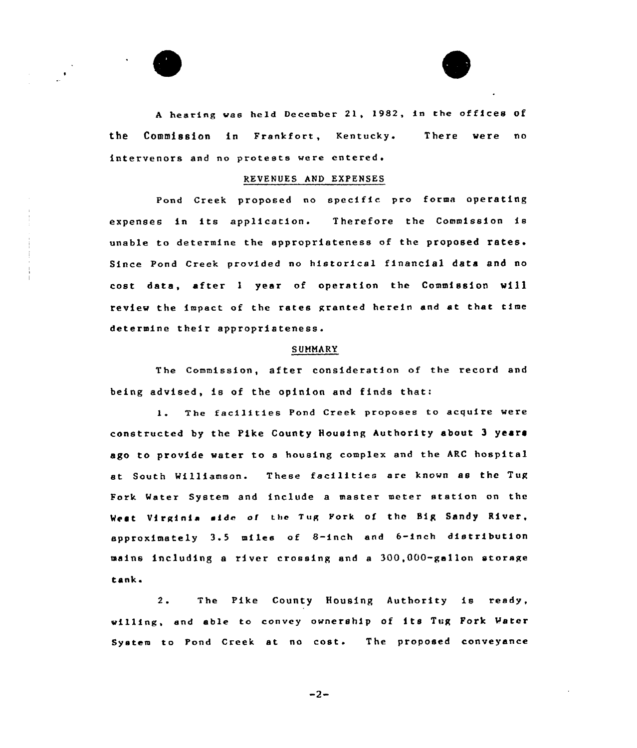A hearing was held December 21, 1982, in the offices of the Commission in Frankfort, Kentucky. There were no intervenors and no protests were entered.

## REVENUES AND EXPENSES

Pond Creek proposed no specific pro forma operating expenses in its application. Therefore the Commission is unable to determine the appropriateness of the proposed rates. Since Pond Creek provided no historical financial data and no cost data, after 1 year of operation the Commission will review the impact of the rates granted herein and at that time determine their appropriateness.

## SUMMARY

The Commission, after consideration of the record and being advised, is of the opinion and finds that:

1. The facilities Pond Creek proposes to acquire were constructed by the Pike County Housing Authority about 3 years ago to provide water to a housing complex and the ARC hospital at South Williamson. These facilities are known as the Tug Fork Water System and include a master meter station on the West Virginia side of the Tug Fork of the Big Sandy River, approximately 3.5 miles of 8-inch and 6-inch distribution mains including a river crossing and a 300,000-gallon storage tank.

2. The Pike County Housing Authority is ready, willing, and able to convey ownership of its Tug Fork Water System to Pond Creek at no cost. The proposed conveyance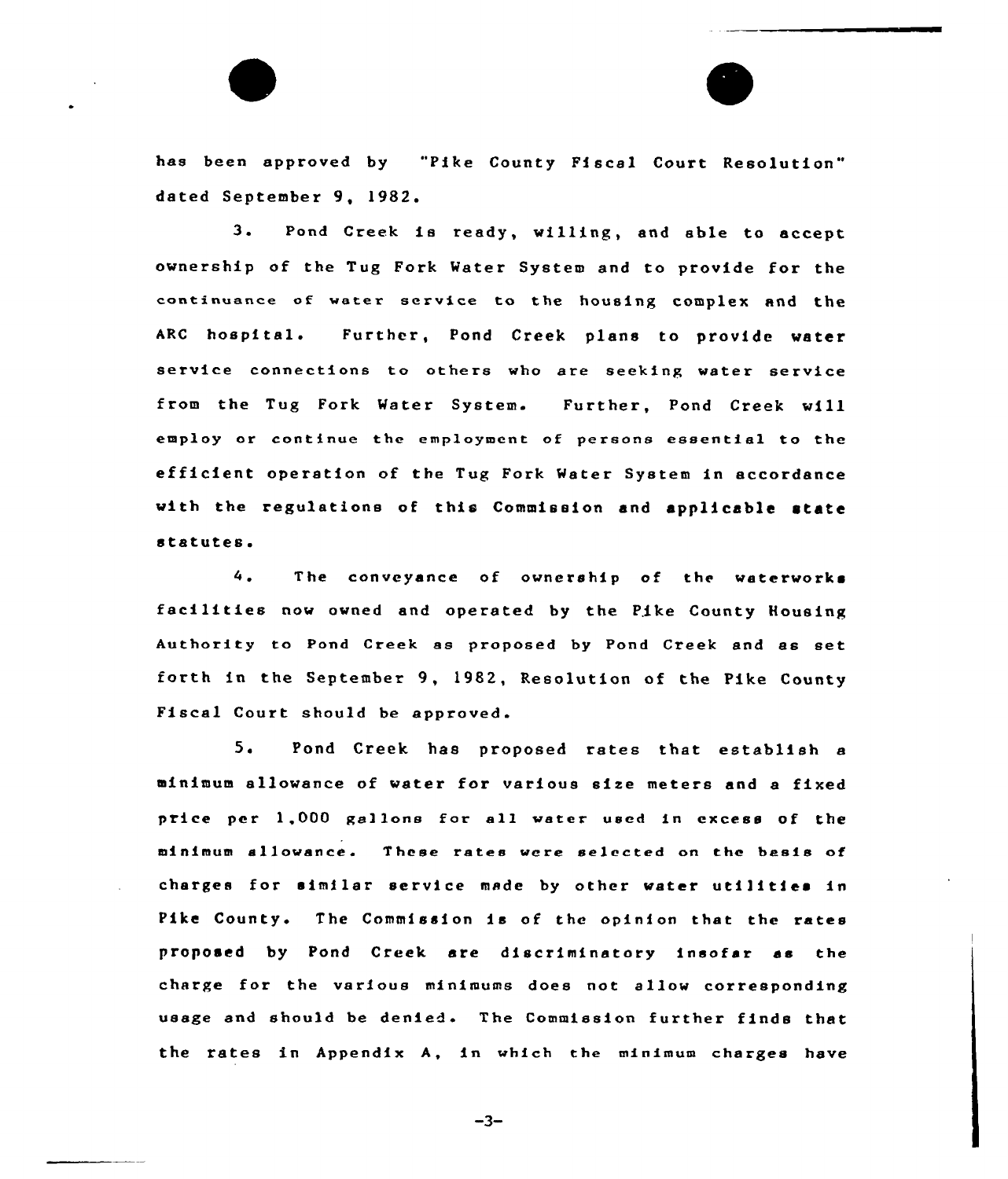has been approved by "Pike County Fiscal Court Resolution" dated September 9, 1982.

3. Pond Creek is ready, willing, and able to accept ownership of the Tug Fork Water System and to provide for the continuance of water service to the housing complex and the ARC hospital. Further, Pond Creek plans to provide water service connections to others who are seeking water service from the Tug Fork Water System. Further, Pond Creek will employ or continue the employment of persons essential to the efficient operation of the Tug Fork Water System in accordance with the regulations of this Commission and applicable state statutes.

4. The conveyance of ownership of the waterworks facilities now owned and operated by the Pike County Housing Authority to Pond Creek as proposed by Pond Creek and as set forth in the September 9, 1982, Resolution of the Pike County Fiscal Court should be approved.

5. Pond Creek has proposed rates that establish a minimum allowance of water for various size meters and a fixed price per 1,000 gallons for all water used in excess of the minimum allowance. These rates were selected on the basis of charges for similar service made by other water utilities in Pike County. The Commission is of the opinion that the rates proposed by Pond Creek are discriminatory insofar as the charge for the various minimums does not allow corresponding usage and should be denied. The Commission further finds that the rates in Appendix A, in which the minimum charges have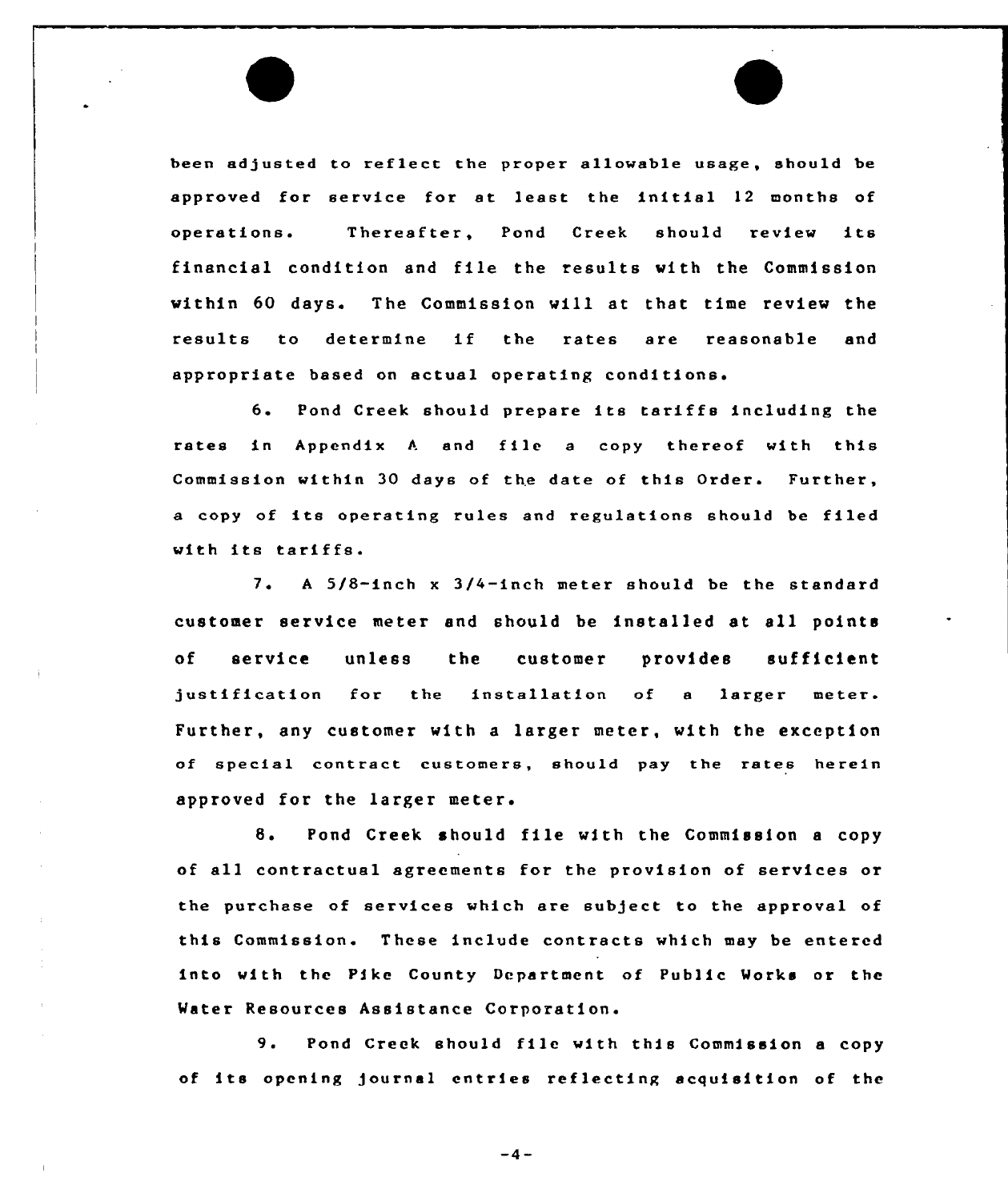been adjusted to reflect the proper allowable usage, should be approved for service for at least the initial 12 months of operations. Thereafter, Pond Creek should review its financial condition and file the results with the Commission within 60 days. The Commission will at that time review the results to determine if the rates are reasonable and appropriate based on actual operating conditions.

6. Pond Creek should prepare its tariffs including the rates in Appendix A and file a copy thereof with this Commission within 30 days of the date of this Order. Further, a copy of its operating rules and regulations should be filed with its tariffs.

7. A 5/8-inch x 3/4-inch meter should be the standard customer service meter and should be installed at all points of service unless the customer provides sufficient justification for the installation of a larger meter. Further, any customer with a larger meter, with the exception of special contract customers, should pay the rates herein approved for the larger meter.

8. Pond Creek should file with the Commission a copy of all contractual agreements for the provision of services or the purchase of services which are subject to the approval of this Commission. These include contracts which may be entered into with the Pike County Department of Public Works or the Water Resources Assistance Corporation.

9. Pond Creek should file with this Commission a copy of its opening journal entries reflecting acquisition of the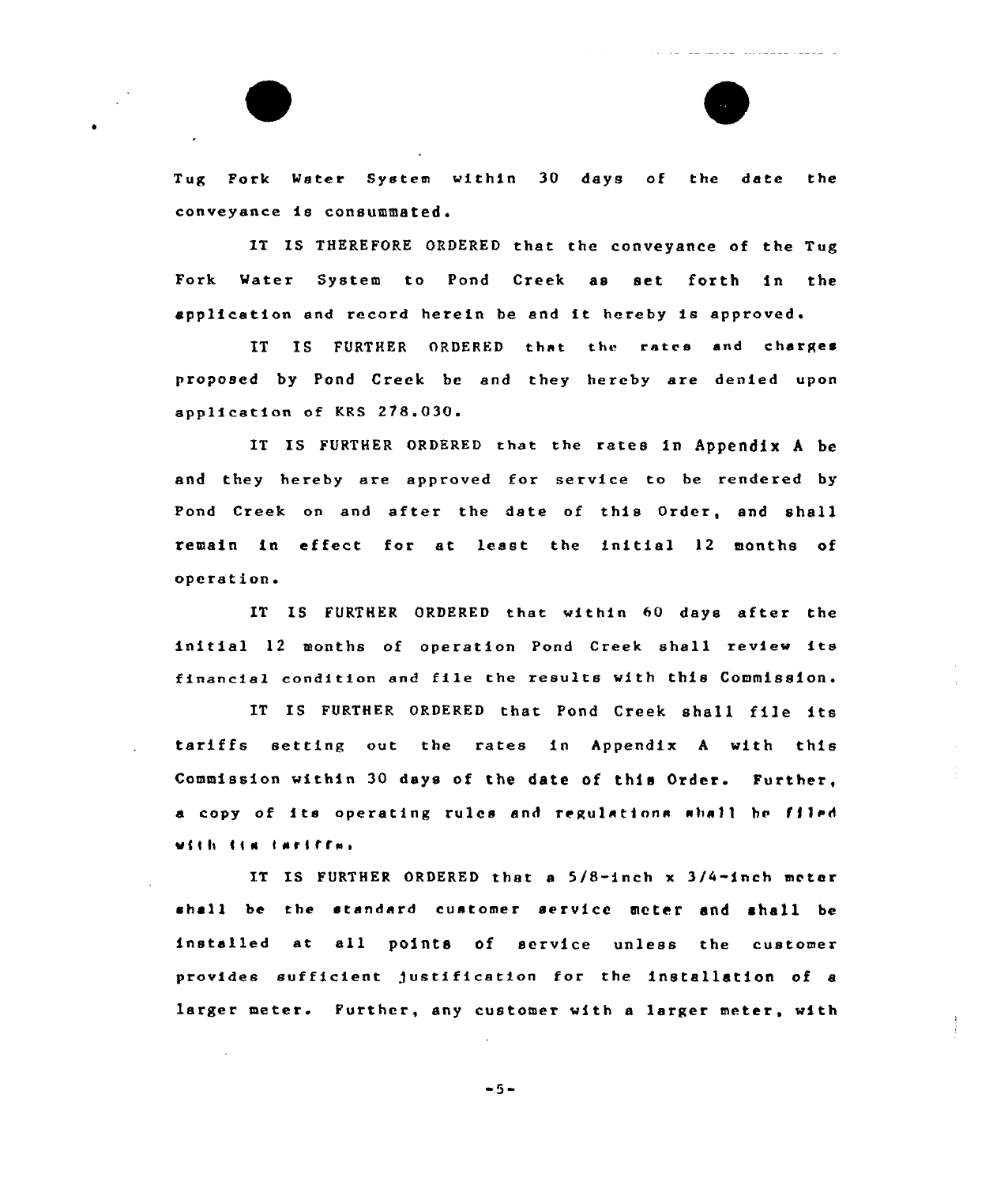Tug Fork Water System within 30 days of the date the conveyance is consummated.

IT IS THEREFORE ORDERED that the conveyance of the Tug Fork Water System to Pond Creek as set forth in the application and record herein be and it hereby is approved.

IT IS FURTHER ORDERED that the rates and charges proposed by Pond Creek be and they hereby are denied upon application of KRS 278.030.

IT IS FURTHER ORDERED that the rates in Appendix A be and they hereby are approved for service to be rendered by Pond Creek on and after the date of this Order, and shall remain in effect for at least the initial 12 months of operation.

IT IS FURTHER ORDERED that within 60 days after the initial 12 months of operation Pond Creek shall review its financial condition and file the results with this Commission.

IT IS FURTHER ORDERED that Pond Creek shall file its tariffs setting out the rates in Appendix A with this Commission within 30 days of the date of this Order. Further, a copy of its operating rules and regulations shall be filed with its tariffs.

IT IS FURTHER ORDERED that a 5/8-inch x 3/4-inch meter shall be the standard customer service meter and shall be installed at all points of service unless the customer provides sufficient justification for the installation of a larger meter. Further, any customer with a larger meter, with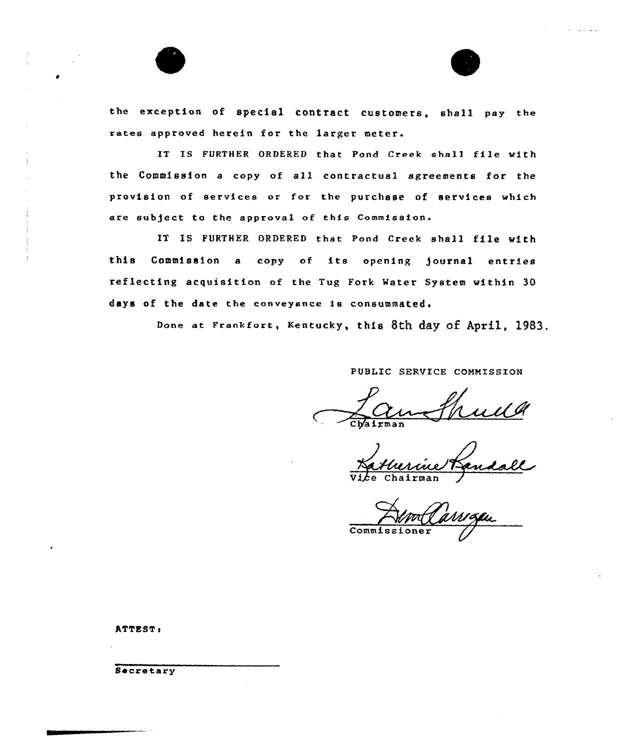the exception of special contract customers, shall pay the rates approved herein for the larger meter.

IT IS FURTHER ORDERED that Pond Creek shall file with the Commission a copy of all contractual agreements for the provision of services or for the purchase of services which are subject to the approval of this Commission.

IT IS FURTHER ORDERED that Pond Creek shall file with this Commission a copy of its opening journal entries reflecting acquisition of the Tug Fork Water System within 30 days of the date the conveyance is consummated.

Done at Frankfort, Kentucky, this 8th day of April, 1983.

PUBLIC SERVICE COMMISSION

Chairman

Vice Chairman

Commissioner

ATTEST:

Secretary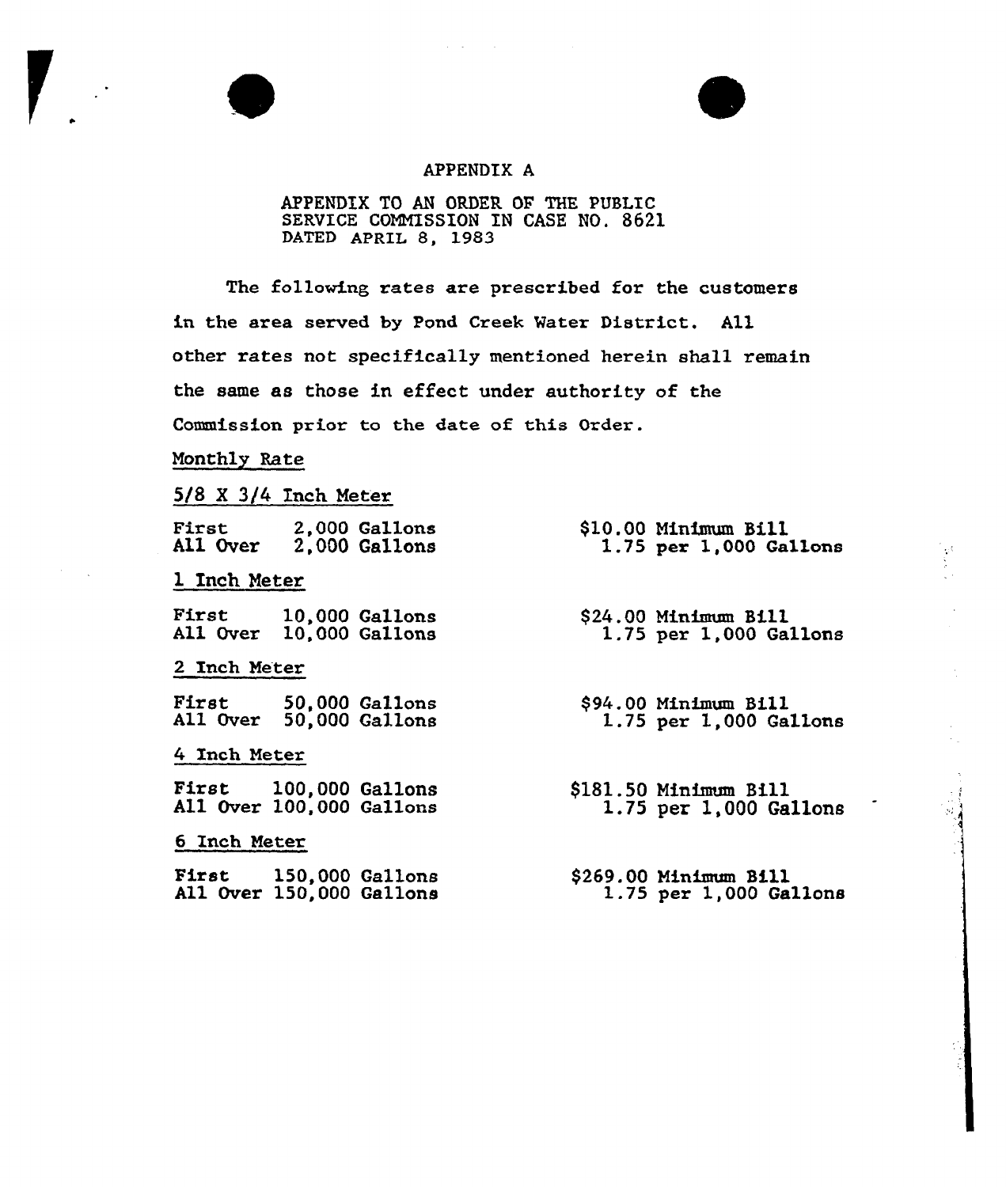# APPENDIX A

APPENDIX TO AN ORDER OF THE PUBLIC SERVICE COMMISSION IN CASE NO. 8621 DATED APRIL 8, 1983

The following rates are prescribed for the customers in the area served by Pond Creek Water District. All other rates not specifically mentioned herein shall remain the same as those in effect under authority of the Commission prior to the date of this Order.

Monthly Rate

5/8 X 3/4 Inch Meter

| | | |
|---|---|---|
| First | 2,000 Gallons | $10.00 Minimum Bill |
| All Over | 2,000 Gallons | 1.75 per 1,000 Gallons |

1 Inch Meter

| | | |
|---|---|---|
| First | 10,000 Gallons | $24.00 Minimum Bill |
| All Over | 10,000 Gallons | 1.75 per 1,000 Gallons |

2 Inch Meter

| | | |
|---|---|---|
| First | 50,000 Gallons | $94.00 Minimum Bill |
| All Over | 50,000 Gallons | 1.75 per 1,000 Gallons |

4 Inch Meter

| | | |
|---|---|---|
| First | 100,000 Gallons | $181.50 Minimum Bill |
| All Over | 100,000 Gallons | 1.75 per 1,000 Gallons |

6 Inch Meter

| | | |
|---|---|---|
| First | 150,000 Gallons | $269.00 Minimum Bill |
| All Over | 150,000 Gallons | 1.75 per 1,000 Gallons |